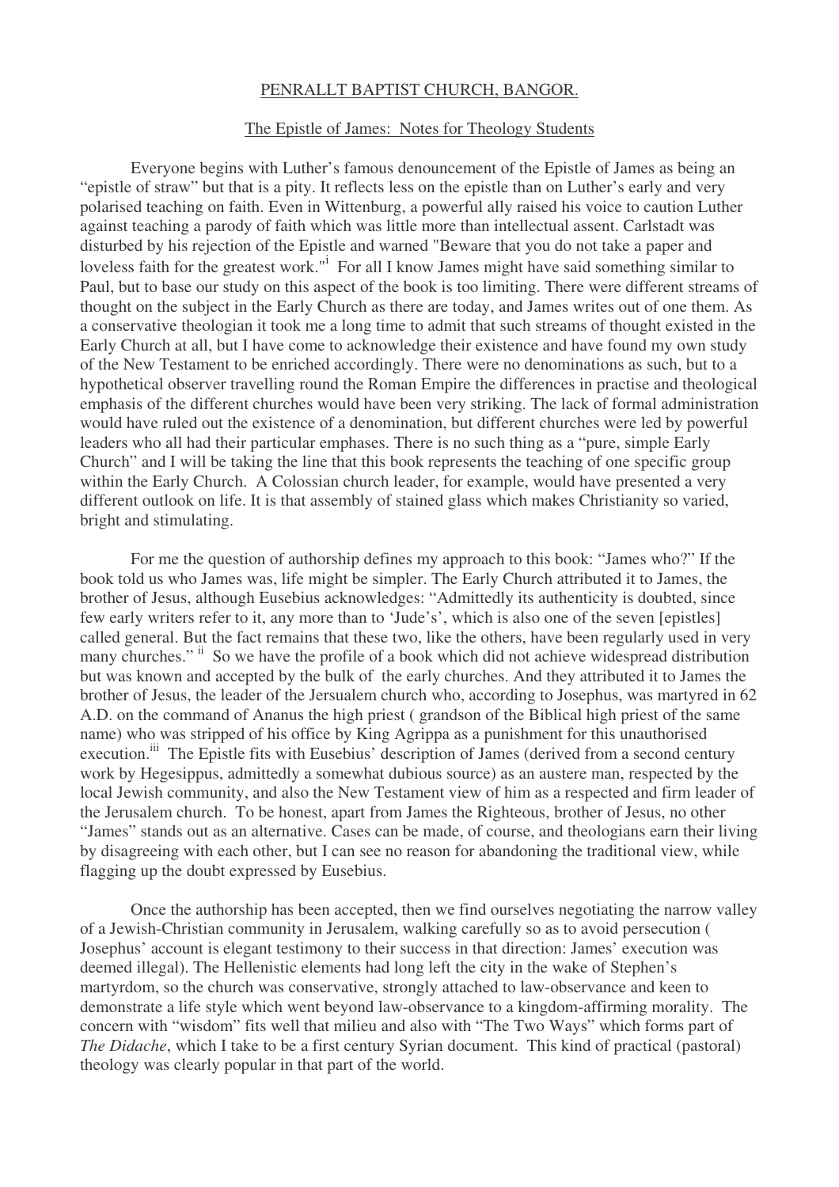PENRALLT BAPTIST CHURCH, BANGOR.

The Epistle of James: Notes for Theology Students

Everyone begins with Luther's famous denouncement of the Epistle of James as being an "epistle of straw" but that is a pity. It reflects less on the epistle than on Luther's early and very polarised teaching on faith. Even in Wittenburg, a powerful ally raised his voice to caution Luther against teaching a parody of faith which was little more than intellectual assent. Carlstadt was disturbed by his rejection of the Epistle and warned "Beware that you do not take a paper and loveless faith for the greatest work."[i] For all I know James might have said something similar to Paul, but to base our study on this aspect of the book is too limiting. There were different streams of thought on the subject in the Early Church as there are today, and James writes out of one them. As a conservative theologian it took me a long time to admit that such streams of thought existed in the Early Church at all, but I have come to acknowledge their existence and have found my own study of the New Testament to be enriched accordingly. There were no denominations as such, but to a hypothetical observer travelling round the Roman Empire the differences in practise and theological emphasis of the different churches would have been very striking. The lack of formal administration would have ruled out the existence of a denomination, but different churches were led by powerful leaders who all had their particular emphases. There is no such thing as a "pure, simple Early Church" and I will be taking the line that this book represents the teaching of one specific group within the Early Church. A Colossian church leader, for example, would have presented a very different outlook on life. It is that assembly of stained glass which makes Christianity so varied, bright and stimulating.

For me the question of authorship defines my approach to this book: "James who?" If the book told us who James was, life might be simpler. The Early Church attributed it to James, the brother of Jesus, although Eusebius acknowledges: "Admittedly its authenticity is doubted, since few early writers refer to it, any more than to 'Jude's', which is also one of the seven [epistles] called general. But the fact remains that these two, like the others, have been regularly used in very many churches."[ii] So we have the profile of a book which did not achieve widespread distribution but was known and accepted by the bulk of the early churches. And they attributed it to James the brother of Jesus, the leader of the Jersualem church who, according to Josephus, was martyred in 62 A.D. on the command of Ananus the high priest ( grandson of the Biblical high priest of the same name) who was stripped of his office by King Agrippa as a punishment for this unauthorised execution.[iii] The Epistle fits with Eusebius' description of James (derived from a second century work by Hegesippus, admittedly a somewhat dubious source) as an austere man, respected by the local Jewish community, and also the New Testament view of him as a respected and firm leader of the Jerusalem church. To be honest, apart from James the Righteous, brother of Jesus, no other "James" stands out as an alternative. Cases can be made, of course, and theologians earn their living by disagreeing with each other, but I can see no reason for abandoning the traditional view, while flagging up the doubt expressed by Eusebius.

Once the authorship has been accepted, then we find ourselves negotiating the narrow valley of a Jewish-Christian community in Jerusalem, walking carefully so as to avoid persecution ( Josephus' account is elegant testimony to their success in that direction: James' execution was deemed illegal). The Hellenistic elements had long left the city in the wake of Stephen's martyrdom, so the church was conservative, strongly attached to law-observance and keen to demonstrate a life style which went beyond law-observance to a kingdom-affirming morality. The concern with "wisdom" fits well that milieu and also with "The Two Ways" which forms part of *The Didache*, which I take to be a first century Syrian document. This kind of practical (pastoral) theology was clearly popular in that part of the world.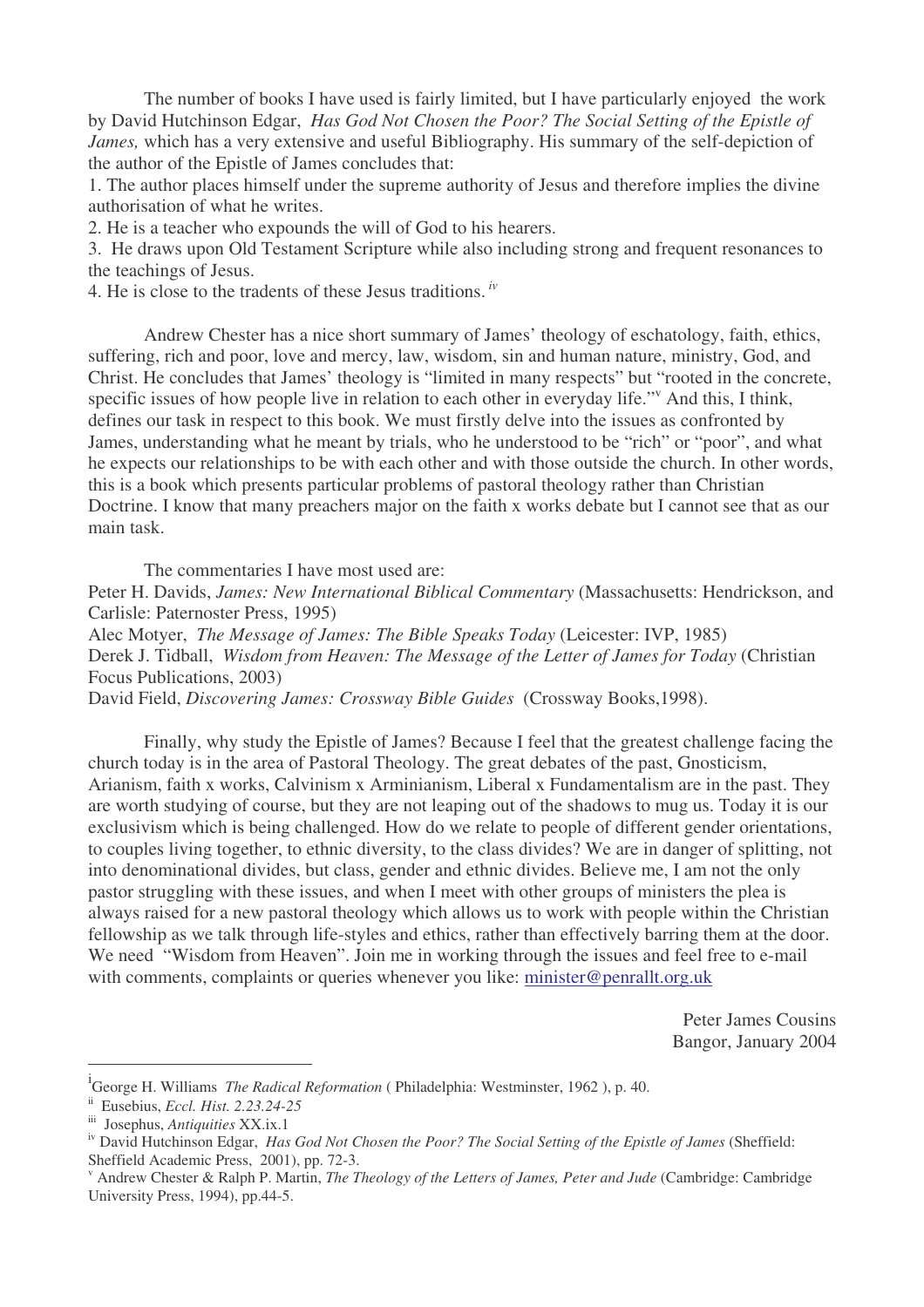The number of books I have used is fairly limited, but I have particularly enjoyed the work by David Hutchinson Edgar, *Has God Not Chosen the Poor? The Social Setting of the Epistle of James,* which has a very extensive and useful Bibliography. His summary of the self-depiction of the author of the Epistle of James concludes that:

1. The author places himself under the supreme authority of Jesus and therefore implies the divine authorisation of what he writes.
2. He is a teacher who expounds the will of God to his hearers.
3. He draws upon Old Testament Scripture while also including strong and frequent resonances to the teachings of Jesus.
4. He is close to the tradents of these Jesus traditions.[iv]

Andrew Chester has a nice short summary of James' theology of eschatology, faith, ethics, suffering, rich and poor, love and mercy, law, wisdom, sin and human nature, ministry, God, and Christ. He concludes that James' theology is "limited in many respects" but "rooted in the concrete, specific issues of how people live in relation to each other in everyday life."[v] And this, I think, defines our task in respect to this book. We must firstly delve into the issues as confronted by James, understanding what he meant by trials, who he understood to be "rich" or "poor", and what he expects our relationships to be with each other and with those outside the church. In other words, this is a book which presents particular problems of pastoral theology rather than Christian Doctrine. I know that many preachers major on the faith x works debate but I cannot see that as our main task.

The commentaries I have most used are:

Peter H. Davids, *James: New International Biblical Commentary* (Massachusetts: Hendrickson, and Carlisle: Paternoster Press, 1995)
Alec Motyer, *The Message of James: The Bible Speaks Today* (Leicester: IVP, 1985)
Derek J. Tidball, *Wisdom from Heaven: The Message of the Letter of James for Today* (Christian Focus Publications, 2003)
David Field, *Discovering James: Crossway Bible Guides* (Crossway Books,1998).

Finally, why study the Epistle of James? Because I feel that the greatest challenge facing the church today is in the area of Pastoral Theology. The great debates of the past, Gnosticism, Arianism, faith x works, Calvinism x Arminianism, Liberal x Fundamentalism are in the past. They are worth studying of course, but they are not leaping out of the shadows to mug us. Today it is our exclusivism which is being challenged. How do we relate to people of different gender orientations, to couples living together, to ethnic diversity, to the class divides? We are in danger of splitting, not into denominational divides, but class, gender and ethnic divides. Believe me, I am not the only pastor struggling with these issues, and when I meet with other groups of ministers the plea is always raised for a new pastoral theology which allows us to work with people within the Christian fellowship as we talk through life-styles and ethics, rather than effectively barring them at the door. We need "Wisdom from Heaven". Join me in working through the issues and feel free to e-mail with comments, complaints or queries whenever you like: minister@penrallt.org.uk

Peter James Cousins
Bangor, January 2004

---

[i] George H. Williams *The Radical Reformation* ( Philadelphia: Westminster, 1962 ), p. 40.
[ii] Eusebius, *Eccl. Hist. 2.23.24-25*
[iii] Josephus, *Antiquities* XX.ix.1
[iv] David Hutchinson Edgar, *Has God Not Chosen the Poor? The Social Setting of the Epistle of James* (Sheffield: Sheffield Academic Press, 2001), pp. 72-3.
[v] Andrew Chester & Ralph P. Martin, *The Theology of the Letters of James, Peter and Jude* (Cambridge: Cambridge University Press, 1994), pp.44-5.